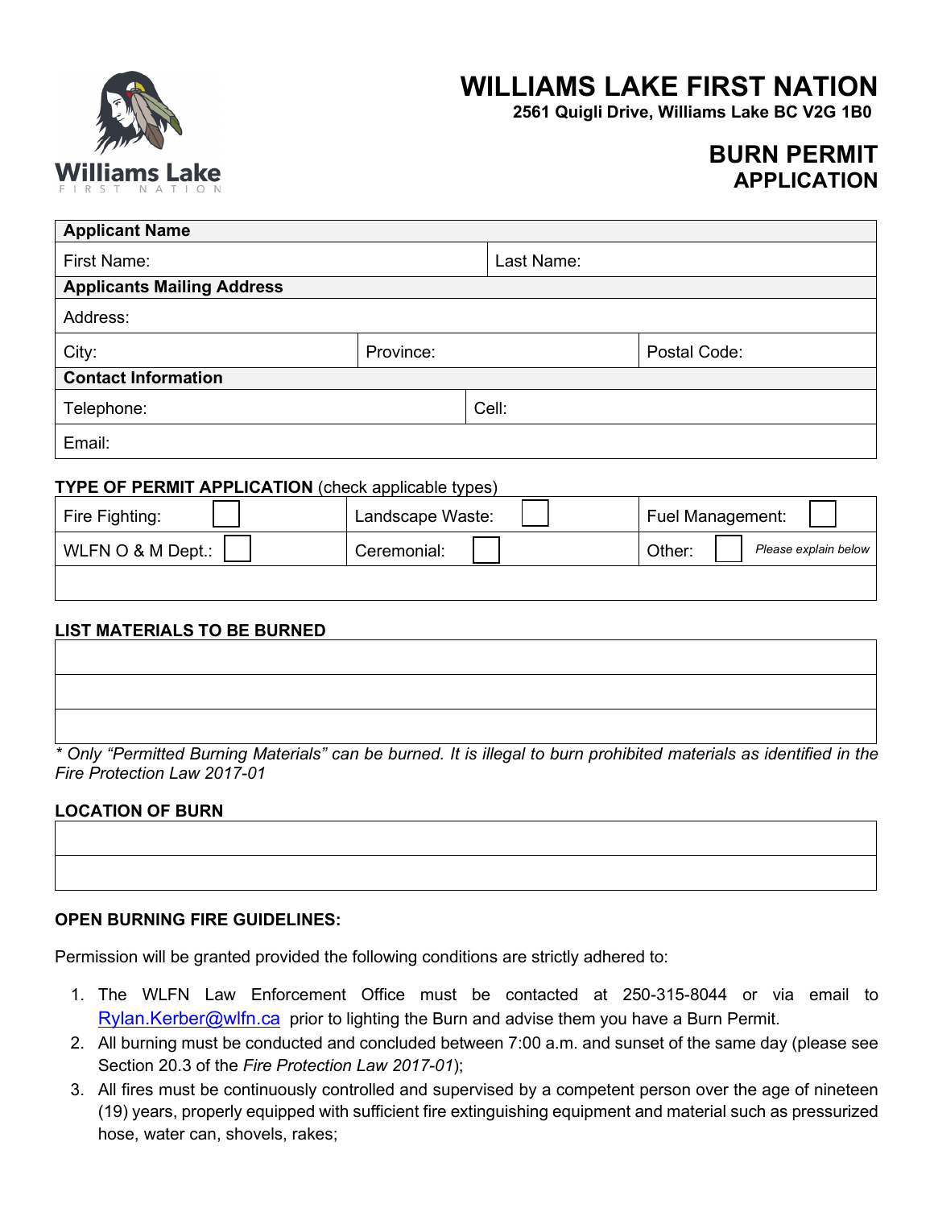# WILLIAMS LAKE FIRST NATION

**2561 Quigli Drive, Williams Lake BC V2G 1B0**

## BURN PERMIT APPLICATION

| **Applicant Name** | | |
|---|---|---|
| First Name: | | Last Name: |
| **Applicants Mailing Address** | | |
| Address: | | |
| City: | Province: | Postal Code: |
| **Contact Information** | | |
| Telephone: | | Cell: |
| Email: | | |

**TYPE OF PERMIT APPLICATION** (check applicable types)

| | | |
|---|---|---|
| Fire Fighting: ☐ | Landscape Waste: ☐ | Fuel Management: ☐ |
| WLFN O & M Dept.: ☐ | Ceremonial: ☐ | Other: ☐ *Please explain below* |
| | | |

**LIST MATERIALS TO BE BURNED**

| |
|---|
| |
| |
| |

*\* Only "Permitted Burning Materials" can be burned. It is illegal to burn prohibited materials as identified in the Fire Protection Law 2017-01*

**LOCATION OF BURN**

| |
|---|
| |
| |

**OPEN BURNING FIRE GUIDELINES:**

Permission will be granted provided the following conditions are strictly adhered to:

1. The WLFN Law Enforcement Office must be contacted at 250-315-8044 or via email to Rylan.Kerber@wlfn.ca prior to lighting the Burn and advise them you have a Burn Permit.
2. All burning must be conducted and concluded between 7:00 a.m. and sunset of the same day (please see Section 20.3 of the *Fire Protection Law 2017-01*);
3. All fires must be continuously controlled and supervised by a competent person over the age of nineteen (19) years, properly equipped with sufficient fire extinguishing equipment and material such as pressurized hose, water can, shovels, rakes;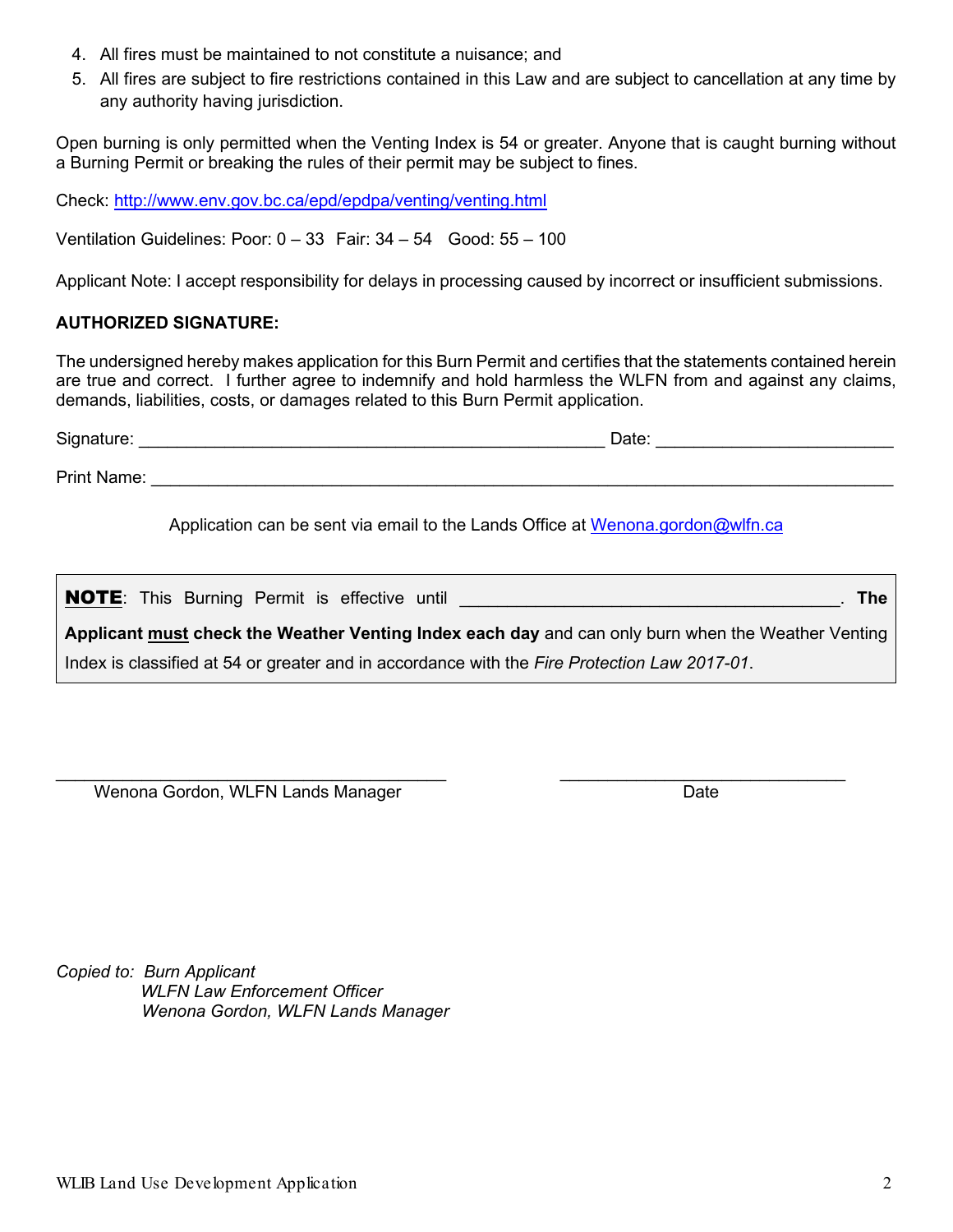4. All fires must be maintained to not constitute a nuisance; and
5. All fires are subject to fire restrictions contained in this Law and are subject to cancellation at any time by any authority having jurisdiction.

Open burning is only permitted when the Venting Index is 54 or greater. Anyone that is caught burning without a Burning Permit or breaking the rules of their permit may be subject to fines.

Check: http://www.env.gov.bc.ca/epd/epdpa/venting/venting.html

Ventilation Guidelines: Poor: 0 – 33 Fair: 34 – 54 Good: 55 – 100

Applicant Note: I accept responsibility for delays in processing caused by incorrect or insufficient submissions.

**AUTHORIZED SIGNATURE:**

The undersigned hereby makes application for this Burn Permit and certifies that the statements contained herein are true and correct. I further agree to indemnify and hold harmless the WLFN from and against any claims, demands, liabilities, costs, or damages related to this Burn Permit application.

Signature: ___________________________________________________ Date: _________________________

Print Name: _______________________________________________________________________________

Application can be sent via email to the Lands Office at Wenona.gordon@wlfn.ca

> **NOTE**: This Burning Permit is effective until ________________________________________. **The Applicant must check the Weather Venting Index each day** and can only burn when the Weather Venting Index is classified at 54 or greater and in accordance with the *Fire Protection Law 2017-01*.

_________________________________________ ______________________________

Wenona Gordon, WLFN Lands Manager Date

*Copied to: Burn Applicant*
*WLFN Law Enforcement Officer*
*Wenona Gordon, WLFN Lands Manager*